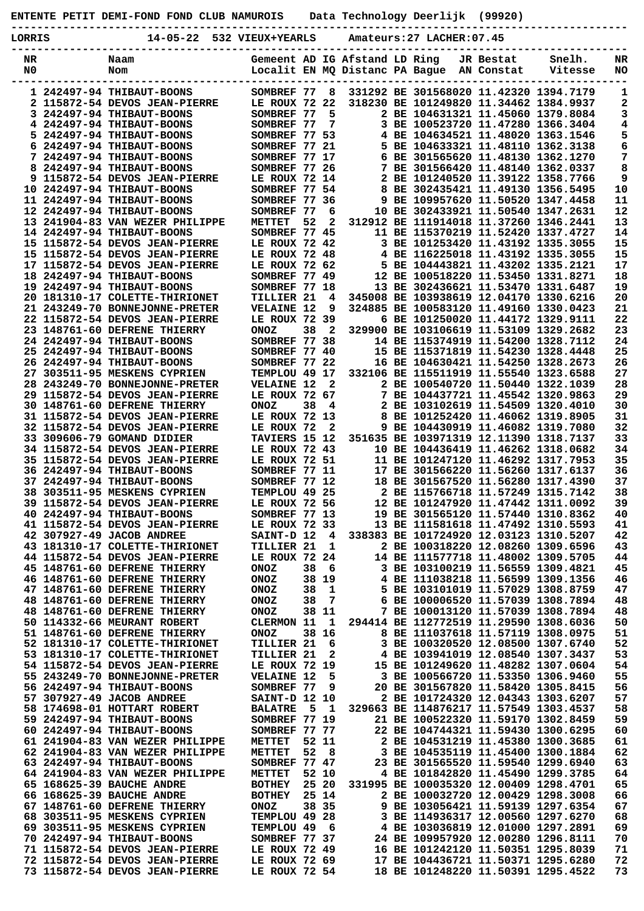**ENTENTE PETIT DEMI-FOND FOND CLUB NAMUROIS    Data Technology Deerlijk  (99920)**

**LORRIS    14-05-22  532 VIEUX+YEARLS    Amateurs:27 LACHER:07.45**

| NR N0 | | Naam Nom | Gemeent Localit | AD EN | IG MQ | Afstand Distanc | LD PA | Ring Bague | JR AN | Bestat Constat | Snelh. Vitesse | NR NO |
|---|---|---|---|---|---|---|---|---|---|---|---|---|
| 1 | 242497-94 | THIBAUT-BOONS | SOMBREF | 77 | 8 | 331292 | BE | 3015680 | 20 | 11.42320 | 1394.7179 | 1 |
| 2 | 115872-54 | DEVOS JEAN-PIERRE | LE ROUX | 72 | 22 | 318230 | BE | 1012498 | 20 | 11.34462 | 1384.9937 | 2 |
| 3 | 242497-94 | THIBAUT-BOONS | SOMBREF | 77 | 5 | 2 | BE | 1046313 | 21 | 11.45060 | 1379.8084 | 3 |
| 4 | 242497-94 | THIBAUT-BOONS | SOMBREF | 77 | 7 | 3 | BE | 1005237 | 20 | 11.47280 | 1366.3404 | 4 |
| 5 | 242497-94 | THIBAUT-BOONS | SOMBREF | 77 | 53 | 4 | BE | 1046345 | 21 | 11.48020 | 1363.1546 | 5 |
| 6 | 242497-94 | THIBAUT-BOONS | SOMBREF | 77 | 21 | 5 | BE | 1046333 | 21 | 11.48110 | 1362.3138 | 6 |
| 7 | 242497-94 | THIBAUT-BOONS | SOMBREF | 77 | 17 | 6 | BE | 3015656 | 20 | 11.48130 | 1362.1270 | 7 |
| 8 | 242497-94 | THIBAUT-BOONS | SOMBREF | 77 | 26 | 7 | BE | 3015664 | 20 | 11.48140 | 1362.0337 | 8 |
| 9 | 115872-54 | DEVOS JEAN-PIERRE | LE ROUX | 72 | 14 | 2 | BE | 1012405 | 20 | 11.39122 | 1358.7766 | 9 |
| 10 | 242497-94 | THIBAUT-BOONS | SOMBREF | 77 | 54 | 8 | BE | 3024354 | 21 | 11.49130 | 1356.5495 | 10 |
| 11 | 242497-94 | THIBAUT-BOONS | SOMBREF | 77 | 36 | 9 | BE | 1099576 | 20 | 11.50520 | 1347.4458 | 11 |
| 12 | 242497-94 | THIBAUT-BOONS | SOMBREF | 77 | 6 | 10 | BE | 3024339 | 21 | 11.50540 | 1347.2631 | 12 |
| 13 | 241904-83 | VAN WEZER PHILIPPE | METTET | 52 | 2 | 312912 | BE | 1119140 | 18 | 11.37260 | 1346.2441 | 13 |
| 14 | 242497-94 | THIBAUT-BOONS | SOMBREF | 77 | 45 | 11 | BE | 1153702 | 19 | 11.52420 | 1337.4727 | 14 |
| 15 | 115872-54 | DEVOS JEAN-PIERRE | LE ROUX | 72 | 42 | 3 | BE | 1012534 | 20 | 11.43192 | 1335.3055 | 15 |
| 15 | 115872-54 | DEVOS JEAN-PIERRE | LE ROUX | 72 | 48 | 4 | BE | 1162250 | 18 | 11.43192 | 1335.3055 | 15 |
| 17 | 115872-54 | DEVOS JEAN-PIERRE | LE ROUX | 72 | 62 | 5 | BE | 1044438 | 21 | 11.43202 | 1335.2121 | 17 |
| 18 | 242497-94 | THIBAUT-BOONS | SOMBREF | 77 | 49 | 12 | BE | 1005182 | 20 | 11.53450 | 1331.8271 | 18 |
| 19 | 242497-94 | THIBAUT-BOONS | SOMBREF | 77 | 18 | 13 | BE | 3024366 | 21 | 11.53470 | 1331.6487 | 19 |
| 20 | 181310-17 | COLETTE-THIRIONET | TILLIER | 21 | 4 | 345008 | BE | 1039386 | 19 | 12.04170 | 1330.6216 | 20 |
| 21 | 243249-70 | BONNEJONNE-PRETER | VELAINE | 12 | 9 | 324885 | BE | 1005831 | 20 | 11.49160 | 1330.0423 | 21 |
| 22 | 115872-54 | DEVOS JEAN-PIERRE | LE ROUX | 72 | 39 | 6 | BE | 1012500 | 20 | 11.44172 | 1329.9111 | 22 |
| 23 | 148761-60 | DEFRENE THIERRY | ONOZ | 38 | 2 | 329900 | BE | 1031066 | 19 | 11.53109 | 1329.2682 | 23 |
| 24 | 242497-94 | THIBAUT-BOONS | SOMBREF | 77 | 38 | 14 | BE | 1153749 | 19 | 11.54200 | 1328.7112 | 24 |
| 25 | 242497-94 | THIBAUT-BOONS | SOMBREF | 77 | 40 | 15 | BE | 1153718 | 19 | 11.54230 | 1328.4448 | 25 |
| 26 | 242497-94 | THIBAUT-BOONS | SOMBREF | 77 | 22 | 16 | BE | 1046304 | 21 | 11.54250 | 1328.2673 | 26 |
| 27 | 303511-95 | MESKENS CYPRIEN | TEMPLOU | 49 | 17 | 332106 | BE | 1155119 | 19 | 11.55540 | 1323.6588 | 27 |
| 28 | 243249-70 | BONNEJONNE-PRETER | VELAINE | 12 | 2 | 2 | BE | 1005407 | 20 | 11.50440 | 1322.1039 | 28 |
| 29 | 115872-54 | DEVOS JEAN-PIERRE | LE ROUX | 72 | 67 | 7 | BE | 1044377 | 21 | 11.45542 | 1320.9863 | 29 |
| 30 | 148761-60 | DEFRENE THIERRY | ONOZ | 38 | 4 | 2 | BE | 1031026 | 19 | 11.54509 | 1320.4010 | 30 |
| 31 | 115872-54 | DEVOS JEAN-PIERRE | LE ROUX | 72 | 13 | 8 | BE | 1012524 | 20 | 11.46062 | 1319.8905 | 31 |
| 32 | 115872-54 | DEVOS JEAN-PIERRE | LE ROUX | 72 | 2 | 9 | BE | 1044309 | 19 | 11.46082 | 1319.7080 | 32 |
| 33 | 309606-79 | GOMAND DIDIER | TAVIERS | 15 | 12 | 351635 | BE | 1039713 | 19 | 12.11390 | 1318.7137 | 33 |
| 34 | 115872-54 | DEVOS JEAN-PIERRE | LE ROUX | 72 | 43 | 10 | BE | 1044364 | 19 | 11.46262 | 1318.0682 | 34 |
| 35 | 115872-54 | DEVOS JEAN-PIERRE | LE ROUX | 72 | 51 | 11 | BE | 1012471 | 20 | 11.46292 | 1317.7953 | 35 |
| 36 | 242497-94 | THIBAUT-BOONS | SOMBREF | 77 | 11 | 17 | BE | 3015662 | 20 | 11.56260 | 1317.6137 | 36 |
| 37 | 242497-94 | THIBAUT-BOONS | SOMBREF | 77 | 12 | 18 | BE | 3015675 | 20 | 11.56280 | 1317.4390 | 37 |
| 38 | 303511-95 | MESKENS CYPRIEN | TEMPLOU | 49 | 25 | 2 | BE | 1157667 | 18 | 11.57249 | 1315.7142 | 38 |
| 39 | 115872-54 | DEVOS JEAN-PIERRE | LE ROUX | 72 | 56 | 12 | BE | 1012479 | 20 | 11.47442 | 1311.0092 | 39 |
| 40 | 242497-94 | THIBAUT-BOONS | SOMBREF | 77 | 13 | 19 | BE | 3015651 | 20 | 11.57440 | 1310.8362 | 40 |
| 41 | 115872-54 | DEVOS JEAN-PIERRE | LE ROUX | 72 | 33 | 13 | BE | 1115816 | 18 | 11.47492 | 1310.5593 | 41 |
| 42 | 307927-49 | JACOB ANDREE | SAINT-D | 12 | 4 | 338383 | BE | 1017249 | 20 | 12.03123 | 1310.5207 | 42 |
| 43 | 181310-17 | COLETTE-THIRIONET | TILLIER | 21 | 1 | 2 | BE | 1003182 | 20 | 12.08260 | 1309.6596 | 43 |
| 44 | 115872-54 | DEVOS JEAN-PIERRE | LE ROUX | 72 | 24 | 14 | BE | 1115777 | 18 | 11.48002 | 1309.5705 | 44 |
| 45 | 148761-60 | DEFRENE THIERRY | ONOZ | 38 | 6 | 3 | BE | 1031002 | 19 | 11.56559 | 1309.4821 | 45 |
| 46 | 148761-60 | DEFRENE THIERRY | ONOZ | 38 | 19 | 4 | BE | 1110382 | 18 | 11.56599 | 1309.1356 | 46 |
| 47 | 148761-60 | DEFRENE THIERRY | ONOZ | 38 | 1 | 5 | BE | 1031010 | 19 | 11.57029 | 1308.8759 | 47 |
| 48 | 148761-60 | DEFRENE THIERRY | ONOZ | 38 | 7 | 6 | BE | 1000065 | 20 | 11.57039 | 1308.7894 | 48 |
| 48 | 148761-60 | DEFRENE THIERRY | ONOZ | 38 | 11 | 7 | BE | 1000130 | 20 | 11.57039 | 1308.7894 | 48 |
| 50 | 114332-66 | MEURANT ROBERT | CLERMON | 11 | 1 | 294414 | BE | 1127725 | 19 | 11.29590 | 1308.6036 | 50 |
| 51 | 148761-60 | DEFRENE THIERRY | ONOZ | 38 | 16 | 8 | BE | 1110376 | 18 | 11.57119 | 1308.0975 | 51 |
| 52 | 181310-17 | COLETTE-THIRIONET | TILLIER | 21 | 6 | 3 | BE | 1003203 | 20 | 12.08500 | 1307.6740 | 52 |
| 53 | 181310-17 | COLETTE-THIRIONET | TILLIER | 21 | 2 | 4 | BE | 1039410 | 19 | 12.08540 | 1307.3437 | 53 |
| 54 | 115872-54 | DEVOS JEAN-PIERRE | LE ROUX | 72 | 19 | 15 | BE | 1012496 | 20 | 11.48282 | 1307.0604 | 54 |
| 55 | 243249-70 | BONNEJONNE-PRETER | VELAINE | 12 | 5 | 3 | BE | 1005667 | 20 | 11.53350 | 1306.9460 | 55 |
| 56 | 242497-94 | THIBAUT-BOONS | SOMBREF | 77 | 9 | 20 | BE | 3015678 | 20 | 11.58420 | 1305.8415 | 56 |
| 57 | 307927-49 | JACOB ANDREE | SAINT-D | 12 | 10 | 2 | BE | 1017243 | 20 | 12.04343 | 1303.6207 | 57 |
| 58 | 174698-01 | HOTTART ROBERT | BALATRE | 5 | 1 | 329663 | BE | 1148762 | 17 | 11.57549 | 1303.4537 | 58 |
| 59 | 242497-94 | THIBAUT-BOONS | SOMBREF | 77 | 19 | 21 | BE | 1005223 | 20 | 11.59170 | 1302.8459 | 59 |
| 60 | 242497-94 | THIBAUT-BOONS | SOMBREF | 77 | 77 | 22 | BE | 1047443 | 21 | 11.59430 | 1300.6295 | 60 |
| 61 | 241904-83 | VAN WEZER PHILIPPE | METTET | 52 | 11 | 2 | BE | 1045312 | 19 | 11.45380 | 1300.3685 | 61 |
| 62 | 241904-83 | VAN WEZER PHILIPPE | METTET | 52 | 8 | 3 | BE | 1045351 | 19 | 11.45400 | 1300.1884 | 62 |
| 63 | 242497-94 | THIBAUT-BOONS | SOMBREF | 77 | 47 | 23 | BE | 3015655 | 20 | 11.59540 | 1299.6940 | 63 |
| 64 | 241904-83 | VAN WEZER PHILIPPE | METTET | 52 | 10 | 4 | BE | 1018428 | 20 | 11.45490 | 1299.3785 | 64 |
| 65 | 168625-39 | BAUCHE ANDRE | BOTHEY | 25 | 20 | 331995 | BE | 1000353 | 20 | 12.00429 | 1298.4701 | 65 |
| 66 | 168625-39 | BAUCHE ANDRE | BOTHEY | 25 | 14 | 2 | BE | 1000321 | 20 | 12.00429 | 1298.3008 | 66 |
| 67 | 148761-60 | DEFRENE THIERRY | ONOZ | 38 | 35 | 9 | BE | 1030564 | 21 | 11.59139 | 1297.6354 | 67 |
| 68 | 303511-95 | MESKENS CYPRIEN | TEMPLOU | 49 | 28 | 3 | BE | 1149363 | 17 | 12.00560 | 1297.6270 | 68 |
| 69 | 303511-95 | MESKENS CYPRIEN | TEMPLOU | 49 | 6 | 4 | BE | 1030368 | 19 | 12.01000 | 1297.2891 | 69 |
| 70 | 242497-94 | THIBAUT-BOONS | SOMBREF | 77 | 37 | 24 | BE | 1099579 | 20 | 12.00280 | 1296.8111 | 70 |
| 71 | 115872-54 | DEVOS JEAN-PIERRE | LE ROUX | 72 | 49 | 16 | BE | 1012421 | 20 | 11.50351 | 1295.8039 | 71 |
| 72 | 115872-54 | DEVOS JEAN-PIERRE | LE ROUX | 72 | 69 | 17 | BE | 1044367 | 21 | 11.50371 | 1295.6280 | 72 |
| 73 | 115872-54 | DEVOS JEAN-PIERRE | LE ROUX | 72 | 54 | 18 | BE | 1012482 | 20 | 11.50391 | 1295.4522 | 73 |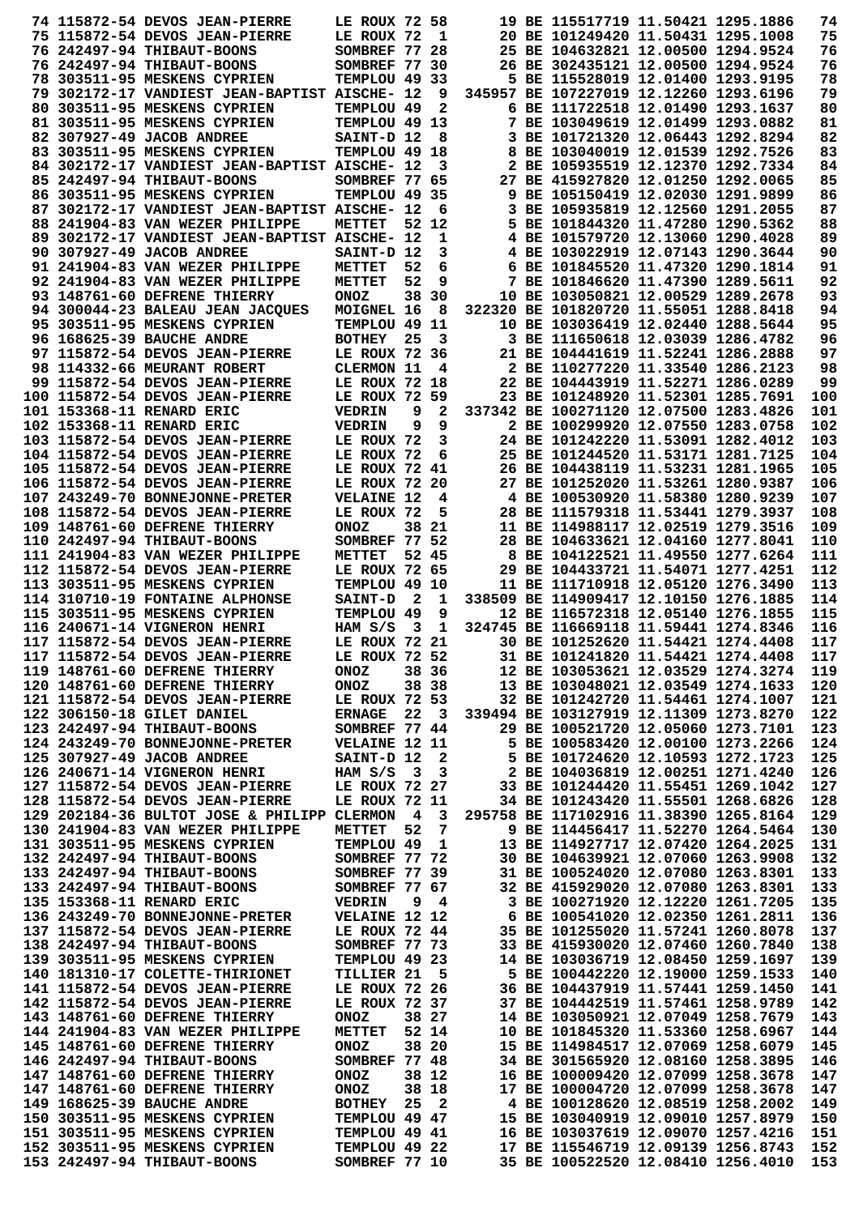```
 74 115872-54 DEVOS JEAN-PIERRE     LE ROUX 72 58      19 BE 115517719 11.50421 1295.1886   74
 75 115872-54 DEVOS JEAN-PIERRE     LE ROUX 72  1      20 BE 101249420 11.50431 1295.1008   75
 76 242497-94 THIBAUT-BOONS         SOMBREF 77 28      25 BE 104632821 12.00500 1294.9524   76
 76 242497-94 THIBAUT-BOONS         SOMBREF 77 30      26 BE 302435121 12.00500 1294.9524   76
 78 303511-95 MESKENS CYPRIEN       TEMPLOU 49 33       5 BE 115528019 12.01400 1293.9195   78
 79 302172-17 VANDIEST JEAN-BAPTIST AISCHE- 12  9  345957 BE 107227019 12.12260 1293.6196   79
 80 303511-95 MESKENS CYPRIEN       TEMPLOU 49  2       6 BE 111722518 12.01490 1293.1637   80
 81 303511-95 MESKENS CYPRIEN       TEMPLOU 49 13       7 BE 103049619 12.01499 1293.0882   81
 82 307927-49 JACOB ANDREE          SAINT-D 12  8       3 BE 101721320 12.06443 1292.8294   82
 83 303511-95 MESKENS CYPRIEN       TEMPLOU 49 18       8 BE 103040019 12.01539 1292.7526   83
 84 302172-17 VANDIEST JEAN-BAPTIST AISCHE- 12  3       2 BE 105935519 12.12370 1292.7334   84
 85 242497-94 THIBAUT-BOONS         SOMBREF 77 65      27 BE 415927820 12.01250 1292.0065   85
 86 303511-95 MESKENS CYPRIEN       TEMPLOU 49 35       9 BE 105150419 12.02030 1291.9899   86
 87 302172-17 VANDIEST JEAN-BAPTIST AISCHE- 12  6       3 BE 105935819 12.12560 1291.2055   87
 88 241904-83 VAN WEZER PHILIPPE    METTET  52 12       5 BE 101844320 11.47280 1290.5362   88
 89 302172-17 VANDIEST JEAN-BAPTIST AISCHE- 12  1       4 BE 101579720 12.13060 1290.4028   89
 90 307927-49 JACOB ANDREE          SAINT-D 12  3       4 BE 103022919 12.07143 1290.3644   90
 91 241904-83 VAN WEZER PHILIPPE    METTET  52  6       6 BE 101845520 11.47320 1290.1814   91
 92 241904-83 VAN WEZER PHILIPPE    METTET  52  9       7 BE 101846620 11.47390 1289.5611   92
 93 148761-60 DEFRENE THIERRY       ONOZ    38 30      10 BE 103050821 12.00529 1289.2678   93
 94 300044-23 BALEAU JEAN JACQUES   MOIGNEL 16  8  322320 BE 101820720 11.55051 1288.8418   94
 95 303511-95 MESKENS CYPRIEN       TEMPLOU 49 11      10 BE 103036419 12.02440 1288.5644   95
 96 168625-39 BAUCHE ANDRE          BOTHEY  25  3       3 BE 111650618 12.03039 1286.4782   96
 97 115872-54 DEVOS JEAN-PIERRE     LE ROUX 72 36      21 BE 104441619 11.52241 1286.2888   97
 98 114332-66 MEURANT ROBERT        CLERMON 11  4       2 BE 110277220 11.33540 1286.2123   98
 99 115872-54 DEVOS JEAN-PIERRE     LE ROUX 72 18      22 BE 104443919 11.52271 1286.0289   99
100 115872-54 DEVOS JEAN-PIERRE     LE ROUX 72 59      23 BE 101248920 11.52301 1285.7691  100
101 153368-11 RENARD ERIC           VEDRIN   9  2  337342 BE 100271120 12.07500 1283.4826  101
102 153368-11 RENARD ERIC           VEDRIN   9  9       2 BE 100299920 12.07550 1283.0758  102
103 115872-54 DEVOS JEAN-PIERRE     LE ROUX 72  3      24 BE 101242220 11.53091 1282.4012  103
104 115872-54 DEVOS JEAN-PIERRE     LE ROUX 72  6      25 BE 101244520 11.53171 1281.7125  104
105 115872-54 DEVOS JEAN-PIERRE     LE ROUX 72 41      26 BE 104438119 11.53231 1281.1965  105
106 115872-54 DEVOS JEAN-PIERRE     LE ROUX 72 20      27 BE 101252020 11.53261 1280.9387  106
107 243249-70 BONNEJONNE-PRETER     VELAINE 12  4       4 BE 100530920 11.58380 1280.9239  107
108 115872-54 DEVOS JEAN-PIERRE     LE ROUX 72  5      28 BE 111579318 11.53441 1279.3937  108
109 148761-60 DEFRENE THIERRY       ONOZ    38 21      11 BE 114988117 12.02519 1279.3516  109
110 242497-94 THIBAUT-BOONS         SOMBREF 77 52      28 BE 104633621 12.04160 1277.8041  110
111 241904-83 VAN WEZER PHILIPPE    METTET  52 45       8 BE 104122521 11.49550 1277.6264  111
112 115872-54 DEVOS JEAN-PIERRE     LE ROUX 72 65      29 BE 104433721 11.54071 1277.4251  112
113 303511-95 MESKENS CYPRIEN       TEMPLOU 49 10      11 BE 111710918 12.05120 1276.3490  113
114 310710-19 FONTAINE ALPHONSE     SAINT-D  2  1  338509 BE 114909417 12.10150 1276.1885  114
115 303511-95 MESKENS CYPRIEN       TEMPLOU 49  9      12 BE 116572318 12.05140 1276.1855  115
116 240671-14 VIGNERON HENRI        HAM S/S  3  1  324745 BE 116669118 11.59441 1274.8346  116
117 115872-54 DEVOS JEAN-PIERRE     LE ROUX 72 21      30 BE 101252620 11.54421 1274.4408  117
117 115872-54 DEVOS JEAN-PIERRE     LE ROUX 72 52      31 BE 101241820 11.54421 1274.4408  117
119 148761-60 DEFRENE THIERRY       ONOZ    38 36      12 BE 103053621 12.03529 1274.3274  119
120 148761-60 DEFRENE THIERRY       ONOZ    38 38      13 BE 103048021 12.03549 1274.1633  120
121 115872-54 DEVOS JEAN-PIERRE     LE ROUX 72 53      32 BE 101242720 11.54461 1274.1007  121
122 306150-18 GILET DANIEL          ERNAGE  22  3  339494 BE 103127919 12.11309 1273.8270  122
123 242497-94 THIBAUT-BOONS         SOMBREF 77 44      29 BE 100521720 12.05060 1273.7101  123
124 243249-70 BONNEJONNE-PRETER     VELAINE 12 11       5 BE 100583420 12.00100 1273.2266  124
125 307927-49 JACOB ANDREE          SAINT-D 12  2       5 BE 101724620 12.10593 1272.1723  125
126 240671-14 VIGNERON HENRI        HAM S/S  3  3       2 BE 104036819 12.00251 1271.4240  126
127 115872-54 DEVOS JEAN-PIERRE     LE ROUX 72 27      33 BE 101244420 11.55451 1269.1042  127
128 115872-54 DEVOS JEAN-PIERRE     LE ROUX 72 11      34 BE 101243420 11.55501 1268.6826  128
129 202184-36 BULTOT JOSE & PHILIPP CLERMON  4  3  295758 BE 117102916 11.38390 1265.8164  129
130 241904-83 VAN WEZER PHILIPPE    METTET  52  7       9 BE 114456417 11.52270 1264.5464  130
131 303511-95 MESKENS CYPRIEN       TEMPLOU 49  1      13 BE 114927717 12.07420 1264.2025  131
132 242497-94 THIBAUT-BOONS         SOMBREF 77 72      30 BE 104639521 12.07060 1263.9908  132
133 242497-94 THIBAUT-BOONS         SOMBREF 77 39      31 BE 100524020 12.07080 1263.8301  133
133 242497-94 THIBAUT-BOONS         SOMBREF 77 67      32 BE 415929020 12.07080 1263.8301  133
135 153368-11 RENARD ERIC           VEDRIN   9  4       3 BE 100271920 12.12220 1261.7205  135
136 243249-70 BONNEJONNE-PRETER     VELAINE 12 12       6 BE 100541020 12.02350 1261.2811  136
137 115872-54 DEVOS JEAN-PIERRE     LE ROUX 72 44      35 BE 101255020 11.57241 1260.8078  137
138 242497-94 THIBAUT-BOONS         SOMBREF 77 73      33 BE 415930020 12.07460 1260.7840  138
139 303511-95 MESKENS CYPRIEN       TEMPLOU 49 23      14 BE 103036719 12.08450 1259.1697  139
140 181310-17 COLETTE-THIRIONET     TILLIER 21  5       5 BE 100442220 12.19000 1259.1533  140
141 115872-54 DEVOS JEAN-PIERRE     LE ROUX 72 26      36 BE 104437919 11.57441 1259.1450  141
142 115872-54 DEVOS JEAN-PIERRE     LE ROUX 72 37      37 BE 104442519 11.57461 1258.9789  142
143 148761-60 DEFRENE THIERRY       ONOZ    38 27      14 BE 103050921 12.07049 1258.7679  143
144 241904-83 VAN WEZER PHILIPPE    METTET  52 14      10 BE 101845320 11.53360 1258.6967  144
145 148761-60 DEFRENE THIERRY       ONOZ    38 20      15 BE 114984517 12.07069 1258.6079  145
146 242497-94 THIBAUT-BOONS         SOMBREF 77 48      34 BE 301565920 12.08160 1258.3895  146
147 148761-60 DEFRENE THIERRY       ONOZ    38 12      16 BE 100009420 12.07099 1258.3678  147
147 148761-60 DEFRENE THIERRY       ONOZ    38 18      17 BE 100004720 12.07099 1258.3678  147
149 168625-39 BAUCHE ANDRE          BOTHEY  25  2       4 BE 100128620 12.08519 1258.2002  149
150 303511-95 MESKENS CYPRIEN       TEMPLOU 49 47      15 BE 103040919 12.09010 1257.8979  150
151 303511-95 MESKENS CYPRIEN       TEMPLOU 49 41      16 BE 103037619 12.09070 1257.4216  151
152 303511-95 MESKENS CYPRIEN       TEMPLOU 49 22      17 BE 115546719 12.09139 1256.8743  152
153 242497-94 THIBAUT-BOONS         SOMBREF 77 10      35 BE 100522520 12.08410 1256.4010  153
```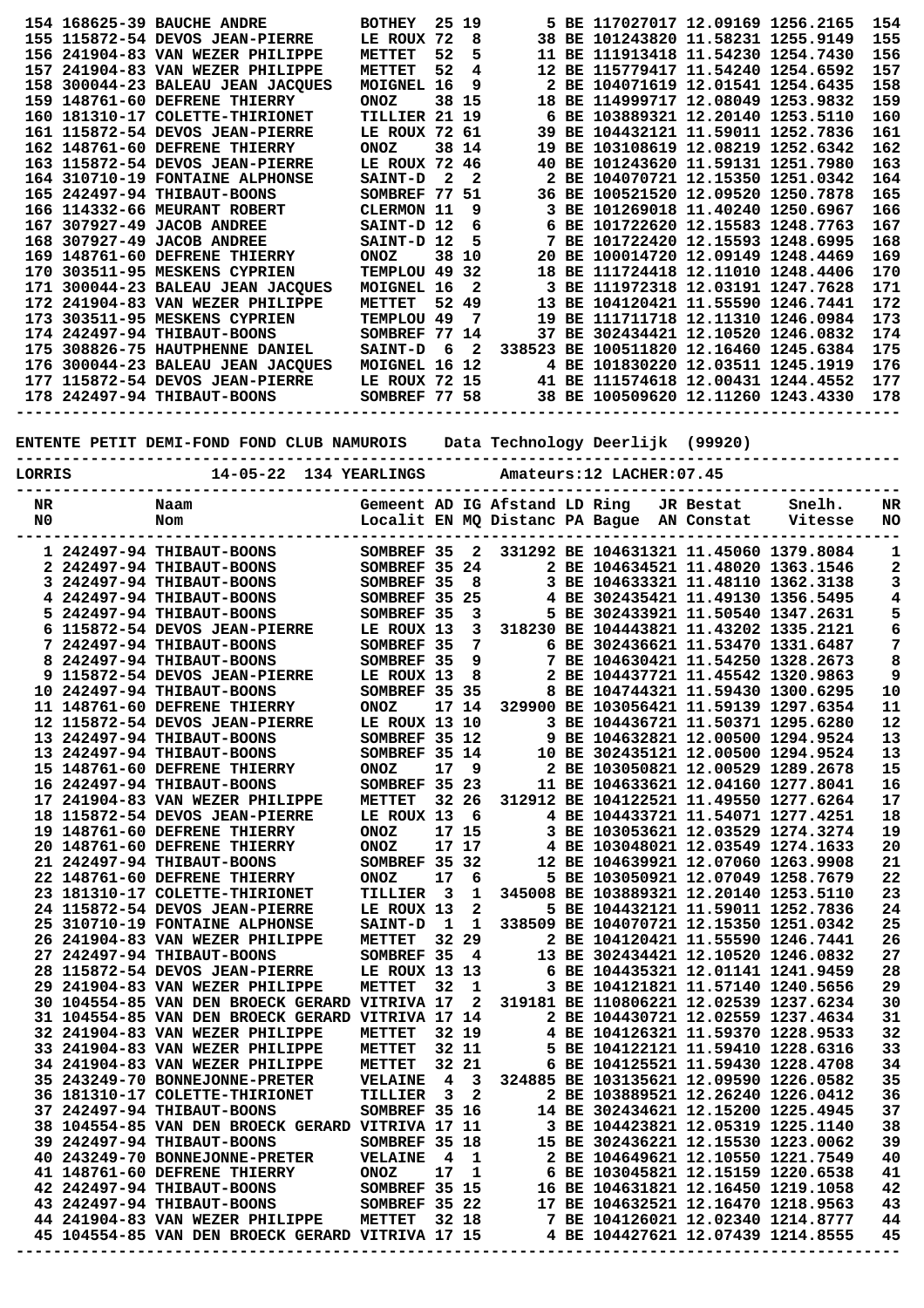| NR | Naam | Gemeent | AD | IG | Afstand | LD | Ring | JR | Bestat | Snelh. | NR |
|---|---|---|---|---|---|---|---|---|---|---|---|
| 154 | 168625-39 BAUCHE ANDRE | BOTHEY | 25 | 19 | 5 | BE | 1170270 | 17 | 12.09169 | 1256.2165 | 154 |
| 155 | 115872-54 DEVOS JEAN-PIERRE | LE ROUX | 72 | 8 | 38 | BE | 1012438 | 20 | 11.58231 | 1255.9149 | 155 |
| 156 | 241904-83 VAN WEZER PHILIPPE | METTET | 52 | 5 | 11 | BE | 1119134 | 18 | 11.54230 | 1254.7430 | 156 |
| 157 | 241904-83 VAN WEZER PHILIPPE | METTET | 52 | 4 | 12 | BE | 1157794 | 17 | 11.54240 | 1254.6592 | 157 |
| 158 | 300044-23 BALEAU JEAN JACQUES | MOIGNEL | 16 | 9 | 2 | BE | 1040716 | 19 | 12.01541 | 1254.6435 | 158 |
| 159 | 148761-60 DEFRENE THIERRY | ONOZ | 38 | 15 | 18 | BE | 1149997 | 17 | 12.08049 | 1253.9832 | 159 |
| 160 | 181310-17 COLETTE-THIRIONET | TILLIER | 21 | 19 | 6 | BE | 1038893 | 21 | 12.20140 | 1253.5110 | 160 |
| 161 | 115872-54 DEVOS JEAN-PIERRE | LE ROUX | 72 | 61 | 39 | BE | 1044321 | 21 | 11.59011 | 1252.7836 | 161 |
| 162 | 148761-60 DEFRENE THIERRY | ONOZ | 38 | 14 | 19 | BE | 1031086 | 19 | 12.08219 | 1252.6342 | 162 |
| 163 | 115872-54 DEVOS JEAN-PIERRE | LE ROUX | 72 | 46 | 40 | BE | 1012436 | 20 | 11.59131 | 1251.7980 | 163 |
| 164 | 310710-19 FONTAINE ALPHONSE | SAINT-D | 2 | 2 | 2 | BE | 1040707 | 21 | 12.15350 | 1251.0342 | 164 |
| 165 | 242497-94 THIBAUT-BOONS | SOMBREF | 77 | 51 | 36 | BE | 1005215 | 20 | 12.09520 | 1250.7878 | 165 |
| 166 | 114332-66 MEURANT ROBERT | CLERMON | 11 | 9 | 3 | BE | 1012690 | 18 | 11.40240 | 1250.6967 | 166 |
| 167 | 307927-49 JACOB ANDREE | SAINT-D | 12 | 6 | 6 | BE | 1017226 | 20 | 12.15583 | 1248.7763 | 167 |
| 168 | 307927-49 JACOB ANDREE | SAINT-D | 12 | 5 | 7 | BE | 1017224 | 20 | 12.15593 | 1248.6995 | 168 |
| 169 | 148761-60 DEFRENE THIERRY | ONOZ | 38 | 10 | 20 | BE | 1000147 | 20 | 12.09149 | 1248.4469 | 169 |
| 170 | 303511-95 MESKENS CYPRIEN | TEMPLOU | 49 | 32 | 18 | BE | 1117248 | 18 | 12.11010 | 1248.4406 | 170 |
| 171 | 300044-23 BALEAU JEAN JACQUES | MOIGNEL | 16 | 2 | 3 | BE | 1119723 | 18 | 12.03191 | 1247.7628 | 171 |
| 172 | 241904-83 VAN WEZER PHILIPPE | METTET | 52 | 49 | 13 | BE | 1041204 | 21 | 11.55590 | 1246.7441 | 172 |
| 173 | 303511-95 MESKENS CYPRIEN | TEMPLOU | 49 | 7 | 19 | BE | 1117117 | 18 | 12.11310 | 1246.0984 | 173 |
| 174 | 242497-94 THIBAUT-BOONS | SOMBREF | 77 | 14 | 37 | BE | 3024344 | 21 | 12.10520 | 1246.0832 | 174 |
| 175 | 308826-75 HAUTPHENNE DANIEL | SAINT-D | 6 | 2 | 338523 | BE | 1005118 | 20 | 12.16460 | 1245.6384 | 175 |
| 176 | 300044-23 BALEAU JEAN JACQUES | MOIGNEL | 16 | 12 | 4 | BE | 1018302 | 20 | 12.03511 | 1245.1919 | 176 |
| 177 | 115872-54 DEVOS JEAN-PIERRE | LE ROUX | 72 | 15 | 41 | BE | 1115746 | 18 | 12.00431 | 1244.4552 | 177 |
| 178 | 242497-94 THIBAUT-BOONS | SOMBREF | 77 | 58 | 38 | BE | 1005096 | 20 | 12.11260 | 1243.4330 | 178 |

**ENTENTE PETIT DEMI-FOND FOND CLUB NAMUROIS    Data Technology Deerlijk (99920)**

**LORRIS    14-05-22  134 YEARLINGS    Amateurs:12 LACHER:07.45**

| NR<br>N0 | Naam<br>Nom | Gemeent<br>Localit | AD<br>EN | IG<br>MQ | Afstand<br>Distanc | LD<br>PA | Ring<br>Bague | JR<br>AN | Bestat<br>Constat | Snelh.<br>Vitesse | NR<br>NO |
|---|---|---|---|---|---|---|---|---|---|---|---|
| 1 | 242497-94 THIBAUT-BOONS | SOMBREF | 35 | 2 | 331292 | BE | 1046313 | 21 | 11.45060 | 1379.8084 | 1 |
| 2 | 242497-94 THIBAUT-BOONS | SOMBREF | 35 | 24 | 2 | BE | 1046345 | 21 | 11.48020 | 1363.1546 | 2 |
| 3 | 242497-94 THIBAUT-BOONS | SOMBREF | 35 | 8 | 3 | BE | 1046333 | 21 | 11.48100 | 1362.3138 | 3 |
| 4 | 242497-94 THIBAUT-BOONS | SOMBREF | 35 | 25 | 4 | BE | 3024354 | 21 | 11.49130 | 1356.5495 | 4 |
| 5 | 242497-94 THIBAUT-BOONS | SOMBREF | 35 | 3 | 5 | BE | 3024339 | 21 | 11.50540 | 1347.2631 | 5 |
| 6 | 115872-54 DEVOS JEAN-PIERRE | LE ROUX | 13 | 3 | 318230 | BE | 1044438 | 21 | 11.43202 | 1335.2121 | 6 |
| 7 | 242497-94 THIBAUT-BOONS | SOMBREF | 35 | 7 | 6 | BE | 3024366 | 21 | 11.53470 | 1331.6487 | 7 |
| 8 | 242497-94 THIBAUT-BOONS | SOMBREF | 35 | 9 | 7 | BE | 1046304 | 21 | 11.54250 | 1328.2673 | 8 |
| 9 | 115872-54 DEVOS JEAN-PIERRE | LE ROUX | 13 | 8 | 2 | BE | 1044377 | 21 | 11.45542 | 1320.9863 | 9 |
| 10 | 242497-94 THIBAUT-BOONS | SOMBREF | 35 | 35 | 8 | BE | 1047443 | 21 | 11.59030 | 1300.6295 | 10 |
| 11 | 148761-60 DEFRENE THIERRY | ONOZ | 17 | 14 | 329900 | BE | 1030568 | 21 | 11.59139 | 1297.6354 | 11 |
| 12 | 115872-54 DEVOS JEAN-PIERRE | LE ROUX | 13 | 10 | 3 | BE | 1044367 | 21 | 11.50371 | 1295.6280 | 12 |
| 13 | 242497-94 THIBAUT-BOONS | SOMBREF | 35 | 12 | 9 | BE | 1046328 | 21 | 12.00500 | 1294.9524 | 13 |
| 13 | 242497-94 THIBAUT-BOONS | SOMBREF | 35 | 14 | 10 | BE | 3024351 | 21 | 12.00500 | 1294.9524 | 13 |
| 15 | 148761-60 DEFRENE THIERRY | ONOZ | 17 | 9 | 2 | BE | 1030508 | 21 | 12.00529 | 1289.2678 | 15 |
| 16 | 242497-94 THIBAUT-BOONS | SOMBREF | 35 | 23 | 11 | BE | 1046336 | 21 | 12.04160 | 1277.8041 | 16 |
| 17 | 241904-83 VAN WEZER PHILIPPE | METTET | 32 | 26 | 312912 | BE | 1041225 | 21 | 11.49550 | 1277.6264 | 17 |
| 18 | 115872-54 DEVOS JEAN-PIERRE | LE ROUX | 13 | 6 | 4 | BE | 1044337 | 21 | 11.54071 | 1277.4251 | 18 |
| 19 | 148761-60 DEFRENE THIERRY | ONOZ | 17 | 15 | 3 | BE | 1030536 | 21 | 12.03529 | 1274.3274 | 19 |
| 20 | 148761-60 DEFRENE THIERRY | ONOZ | 17 | 17 | 4 | BE | 1030480 | 21 | 12.03549 | 1274.1633 | 20 |
| 21 | 242497-94 THIBAUT-BOONS | SOMBREF | 35 | 32 | 12 | BE | 1046399 | 21 | 12.07060 | 1263.9908 | 21 |
| 22 | 148761-60 DEFRENE THIERRY | ONOZ | 17 | 6 | 5 | BE | 1030508 | 21 | 12.07049 | 1258.7679 | 22 |
| 23 | 181310-17 COLETTE-THIRIONET | TILLIER | 3 | 1 | 345008 | BE | 1038893 | 21 | 12.20140 | 1253.5110 | 23 |
| 24 | 115872-54 DEVOS JEAN-PIERRE | LE ROUX | 13 | 2 | 5 | BE | 1044321 | 21 | 11.59011 | 1252.7836 | 24 |
| 25 | 310710-19 FONTAINE ALPHONSE | SAINT-D | 1 | 1 | 338509 | BE | 1040707 | 21 | 12.15350 | 1251.0342 | 25 |
| 26 | 241904-83 VAN WEZER PHILIPPE | METTET | 32 | 29 | 2 | BE | 1041204 | 21 | 11.55590 | 1246.7441 | 26 |
| 27 | 242497-94 THIBAUT-BOONS | SOMBREF | 35 | 4 | 13 | BE | 3024344 | 21 | 12.10520 | 1246.0832 | 27 |
| 28 | 115872-54 DEVOS JEAN-PIERRE | LE ROUX | 13 | 13 | 6 | BE | 1044350 | 21 | 12.01141 | 1241.9459 | 28 |
| 29 | 241904-83 VAN WEZER PHILIPPE | METTET | 32 | 1 | 3 | BE | 1041218 | 21 | 11.57140 | 1240.5656 | 29 |
| 30 | 104554-85 VAN DEN BROECK GERARD | VITRIVA | 17 | 2 | 319181 | BE | 1108062 | 21 | 12.02539 | 1237.6234 | 30 |
| 31 | 104554-85 VAN DEN BROECK GERARD | VITRIVA | 17 | 14 | 2 | BE | 1044307 | 21 | 12.02559 | 1237.4634 | 31 |
| 32 | 241904-83 VAN WEZER PHILIPPE | METTET | 32 | 19 | 4 | BE | 1041263 | 21 | 11.59370 | 1228.9533 | 32 |
| 33 | 241904-83 VAN WEZER PHILIPPE | METTET | 32 | 11 | 5 | BE | 1041221 | 21 | 11.59410 | 1228.6316 | 33 |
| 34 | 241904-83 VAN WEZER PHILIPPE | METTET | 32 | 21 | 6 | BE | 1041255 | 21 | 11.59430 | 1228.4708 | 34 |
| 35 | 243249-70 BONNEJONNE-PRETER | VELAINE | 4 | 3 | 324885 | BE | 1031356 | 21 | 12.09590 | 1226.0582 | 35 |
| 36 | 181310-17 COLETTE-THIRIONET | TILLIER | 3 | 2 | 2 | BE | 1038895 | 21 | 12.26240 | 1226.0412 | 36 |
| 37 | 242497-94 THIBAUT-BOONS | SOMBREF | 35 | 16 | 14 | BE | 3024346 | 21 | 12.15200 | 1225.4945 | 37 |
| 38 | 104554-85 VAN DEN BROECK GERARD | VITRIVA | 17 | 11 | 3 | BE | 1044238 | 21 | 12.05319 | 1225.1140 | 38 |
| 39 | 242497-94 THIBAUT-BOONS | SOMBREF | 35 | 18 | 15 | BE | 3024362 | 21 | 12.15530 | 1223.0062 | 39 |
| 40 | 243249-70 BONNEJONNE-PRETER | VELAINE | 4 | 1 | 2 | BE | 1046496 | 21 | 12.10550 | 1221.7549 | 40 |
| 41 | 148761-60 DEFRENE THIERRY | ONOZ | 17 | 1 | 6 | BE | 1030458 | 21 | 12.15159 | 1220.6538 | 41 |
| 42 | 242497-94 THIBAUT-BOONS | SOMBREF | 35 | 15 | 16 | BE | 1046318 | 21 | 12.16450 | 1219.1058 | 42 |
| 43 | 242497-94 THIBAUT-BOONS | SOMBREF | 35 | 22 | 17 | BE | 1046325 | 21 | 12.16470 | 1218.9563 | 43 |
| 44 | 241904-83 VAN WEZER PHILIPPE | METTET | 32 | 18 | 7 | BE | 1041260 | 21 | 12.02340 | 1214.8777 | 44 |
| 45 | 104554-85 VAN DEN BROECK GERARD | VITRIVA | 17 | 15 | 4 | BE | 1044276 | 21 | 12.07439 | 1214.8555 | 45 |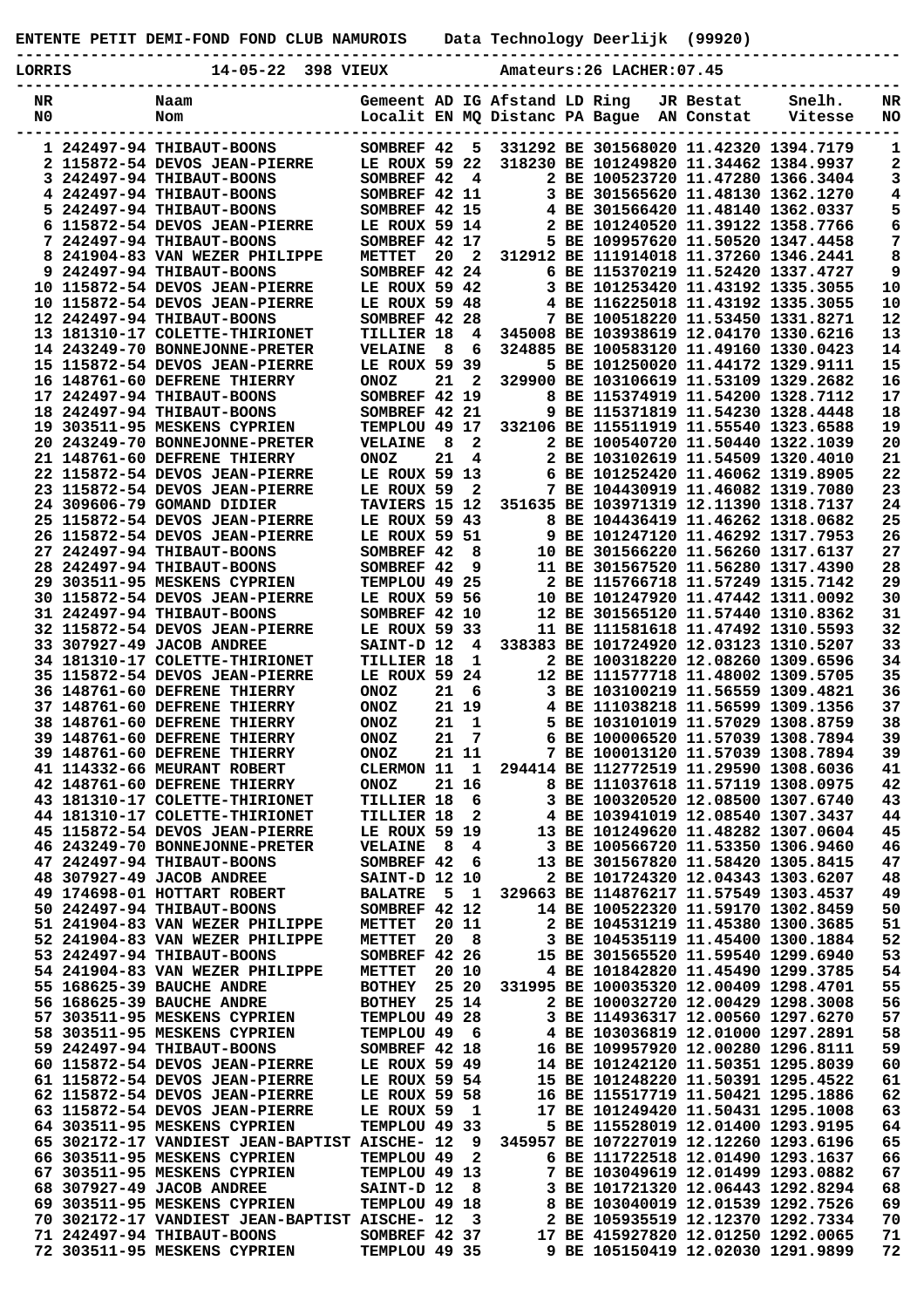ENTENTE PETIT DEMI-FOND FOND CLUB NAMUROIS    Data Technology Deerlijk  (99920)

LORRIS    14-05-22  398 VIEUX    Amateurs:26 LACHER:07.45

| NR<br>N0 | | Naam<br>Nom | Gemeent<br>Localit | AD<br>EN | IG<br>MQ | Afstand<br>Distanc | LD<br>PA | Ring<br>Bague | JR<br>AN | Bestat<br>Constat | Snelh.<br>Vitesse | NR<br>NO |
|---|---|---|---|---|---|---|---|---|---|---|---|---|
| 1 | 242497-94 | THIBAUT-BOONS | SOMBREF | 42 | 5 | 331292 | BE | 3015680 | 20 | 11.42320 | 1394.7179 | 1 |
| 2 | 115872-54 | DEVOS JEAN-PIERRE | LE ROUX | 59 | 22 | 318230 | BE | 1012498 | 20 | 11.34462 | 1384.9937 | 2 |
| 3 | 242497-94 | THIBAUT-BOONS | SOMBREF | 42 | 4 | 2 | BE | 1005237 | 20 | 11.47280 | 1366.3404 | 3 |
| 4 | 242497-94 | THIBAUT-BOONS | SOMBREF | 42 | 11 | 3 | BE | 3015656 | 20 | 11.48130 | 1362.1270 | 4 |
| 5 | 242497-94 | THIBAUT-BOONS | SOMBREF | 42 | 15 | 4 | BE | 3015664 | 20 | 11.48140 | 1362.0337 | 5 |
| 6 | 115872-54 | DEVOS JEAN-PIERRE | LE ROUX | 59 | 14 | 2 | BE | 1012405 | 20 | 11.39122 | 1358.7766 | 6 |
| 7 | 242497-94 | THIBAUT-BOONS | SOMBREF | 42 | 17 | 5 | BE | 1099576 | 20 | 11.50520 | 1347.4458 | 7 |
| 8 | 241904-83 | VAN WEZER PHILIPPE | METTET | 20 | 2 | 312912 | BE | 1119140 | 18 | 11.37260 | 1346.2441 | 8 |
| 9 | 242497-94 | THIBAUT-BOONS | SOMBREF | 42 | 24 | 6 | BE | 1153702 | 19 | 11.52420 | 1337.4727 | 9 |
| 10 | 115872-54 | DEVOS JEAN-PIERRE | LE ROUX | 59 | 42 | 3 | BE | 1012533 | 20 | 11.43192 | 1335.3055 | 10 |
| 10 | 115872-54 | DEVOS JEAN-PIERRE | LE ROUX | 59 | 48 | 4 | BE | 1162250 | 18 | 11.43192 | 1335.3055 | 10 |
| 12 | 242497-94 | THIBAUT-BOONS | SOMBREF | 42 | 28 | 7 | BE | 1005182 | 20 | 11.53450 | 1331.8271 | 12 |
| 13 | 181310-17 | COLETTE-THIRIONET | TILLIER | 18 | 4 | 345008 | BE | 1039386 | 19 | 12.04170 | 1330.6216 | 13 |
| 14 | 243249-70 | BONNEJONNE-PRETER | VELAINE | 8 | 6 | 324885 | BE | 1005831 | 20 | 11.49160 | 1330.0423 | 14 |
| 15 | 115872-54 | DEVOS JEAN-PIERRE | LE ROUX | 59 | 39 | 5 | BE | 1012500 | 20 | 11.44172 | 1329.9111 | 15 |
| 16 | 148761-60 | DEFRENE THIERRY | ONOZ | 21 | 2 | 329900 | BE | 1031066 | 19 | 11.53109 | 1329.2682 | 16 |
| 17 | 242497-94 | THIBAUT-BOONS | SOMBREF | 42 | 19 | 8 | BE | 1153749 | 19 | 11.54200 | 1328.7112 | 17 |
| 18 | 242497-94 | THIBAUT-BOONS | SOMBREF | 42 | 21 | 9 | BE | 1153718 | 19 | 11.54230 | 1328.4448 | 18 |
| 19 | 303511-95 | MESKENS CYPRIEN | TEMPLOU | 49 | 17 | 332106 | BE | 1155119 | 19 | 11.55540 | 1323.6588 | 19 |
| 20 | 243249-70 | BONNEJONNE-PRETER | VELAINE | 8 | 2 | 2 | BE | 1005407 | 20 | 11.50440 | 1322.1039 | 20 |
| 21 | 148761-60 | DEFRENE THIERRY | ONOZ | 21 | 4 | 2 | BE | 1031026 | 19 | 11.54509 | 1320.4010 | 21 |
| 22 | 115872-54 | DEVOS JEAN-PIERRE | LE ROUX | 59 | 13 | 6 | BE | 1012524 | 20 | 11.46062 | 1319.8905 | 22 |
| 23 | 115872-54 | DEVOS JEAN-PIERRE | LE ROUX | 59 | 2 | 7 | BE | 1044309 | 19 | 11.46082 | 1319.7080 | 23 |
| 24 | 309606-79 | GOMAND DIDIER | TAVIERS | 15 | 12 | 351635 | BE | 1039713 | 19 | 12.11390 | 1318.7137 | 24 |
| 25 | 115872-54 | DEVOS JEAN-PIERRE | LE ROUX | 59 | 43 | 8 | BE | 1044364 | 19 | 11.46262 | 1318.0682 | 25 |
| 26 | 115872-54 | DEVOS JEAN-PIERRE | LE ROUX | 59 | 51 | 9 | BE | 1012471 | 20 | 11.46292 | 1317.7953 | 26 |
| 27 | 242497-94 | THIBAUT-BOONS | SOMBREF | 42 | 8 | 10 | BE | 3015662 | 20 | 11.56260 | 1317.6137 | 27 |
| 28 | 242497-94 | THIBAUT-BOONS | SOMBREF | 42 | 9 | 11 | BE | 3015675 | 20 | 11.56280 | 1317.4390 | 28 |
| 29 | 303511-95 | MESKENS CYPRIEN | TEMPLOU | 49 | 25 | 2 | BE | 1157667 | 18 | 11.57249 | 1315.7142 | 29 |
| 30 | 115872-54 | DEVOS JEAN-PIERRE | LE ROUX | 59 | 56 | 10 | BE | 1012479 | 20 | 11.47442 | 1311.0092 | 30 |
| 31 | 242497-94 | THIBAUT-BOONS | SOMBREF | 42 | 10 | 12 | BE | 3015651 | 20 | 11.57440 | 1310.8362 | 31 |
| 32 | 115872-54 | DEVOS JEAN-PIERRE | LE ROUX | 59 | 33 | 11 | BE | 1115816 | 18 | 11.47492 | 1310.5593 | 32 |
| 33 | 307927-49 | JACOB ANDREE | SAINT-D | 12 | 4 | 338383 | BE | 1017249 | 20 | 12.03123 | 1310.5207 | 33 |
| 34 | 181310-17 | COLETTE-THIRIONET | TILLIER | 18 | 1 | 2 | BE | 1003182 | 20 | 12.08260 | 1309.6596 | 34 |
| 35 | 115872-54 | DEVOS JEAN-PIERRE | LE ROUX | 59 | 24 | 12 | BE | 1115777 | 18 | 11.48002 | 1309.5705 | 35 |
| 36 | 148761-60 | DEFRENE THIERRY | ONOZ | 21 | 6 | 3 | BE | 1031002 | 19 | 11.56559 | 1309.4821 | 36 |
| 37 | 148761-60 | DEFRENE THIERRY | ONOZ | 21 | 19 | 4 | BE | 1110382 | 18 | 11.56599 | 1309.1356 | 37 |
| 38 | 148761-60 | DEFRENE THIERRY | ONOZ | 21 | 1 | 5 | BE | 1031010 | 19 | 11.57029 | 1308.8759 | 38 |
| 39 | 148761-60 | DEFRENE THIERRY | ONOZ | 21 | 7 | 6 | BE | 1000065 | 20 | 11.57039 | 1308.7894 | 39 |
| 39 | 148761-60 | DEFRENE THIERRY | ONOZ | 21 | 11 | 7 | BE | 1000130 | 20 | 11.57039 | 1308.7894 | 39 |
| 41 | 114332-66 | MEURANT ROBERT | CLERMON | 11 | 1 | 294414 | BE | 1127725 | 19 | 11.29590 | 1308.6036 | 41 |
| 42 | 148761-60 | DEFRENE THIERRY | ONOZ | 21 | 16 | 8 | BE | 1110376 | 18 | 11.57119 | 1308.0975 | 42 |
| 43 | 181310-17 | COLETTE-THIRIONET | TILLIER | 18 | 6 | 3 | BE | 1003205 | 20 | 12.08500 | 1307.6740 | 43 |
| 44 | 181310-17 | COLETTE-THIRIONET | TILLIER | 18 | 2 | 4 | BE | 1039410 | 19 | 12.08540 | 1307.3437 | 44 |
| 45 | 115872-54 | DEVOS JEAN-PIERRE | LE ROUX | 59 | 19 | 13 | BE | 1012496 | 20 | 11.48282 | 1307.0604 | 45 |
| 46 | 243249-70 | BONNEJONNE-PRETER | VELAINE | 8 | 4 | 3 | BE | 1005667 | 20 | 11.53350 | 1306.9460 | 46 |
| 47 | 242497-94 | THIBAUT-BOONS | SOMBREF | 42 | 6 | 13 | BE | 3015678 | 20 | 11.58420 | 1305.8415 | 47 |
| 48 | 307927-49 | JACOB ANDREE | SAINT-D | 12 | 10 | 2 | BE | 1017243 | 20 | 12.04343 | 1303.6207 | 48 |
| 49 | 174698-01 | HOTTART ROBERT | BALATRE | 5 | 1 | 329663 | BE | 1148762 | 17 | 11.57549 | 1303.4537 | 49 |
| 50 | 242497-94 | THIBAUT-BOONS | SOMBREF | 42 | 12 | 14 | BE | 1005223 | 20 | 11.59170 | 1302.8459 | 50 |
| 51 | 241904-83 | VAN WEZER PHILIPPE | METTET | 20 | 11 | 2 | BE | 1045312 | 19 | 11.45380 | 1300.3685 | 51 |
| 52 | 241904-83 | VAN WEZER PHILIPPE | METTET | 20 | 8 | 3 | BE | 1045351 | 19 | 11.45400 | 1300.1884 | 52 |
| 53 | 242497-94 | THIBAUT-BOONS | SOMBREF | 42 | 26 | 15 | BE | 3015655 | 20 | 11.59540 | 1299.6940 | 53 |
| 54 | 241904-83 | VAN WEZER PHILIPPE | METTET | 20 | 10 | 4 | BE | 1018428 | 20 | 11.45490 | 1299.3785 | 54 |
| 55 | 168625-39 | BAUCHE ANDRE | BOTHEY | 25 | 20 | 331995 | BE | 1000353 | 20 | 12.00409 | 1298.4701 | 55 |
| 56 | 168625-39 | BAUCHE ANDRE | BOTHEY | 25 | 14 | 2 | BE | 1000327 | 20 | 12.00429 | 1298.3008 | 56 |
| 57 | 303511-95 | MESKENS CYPRIEN | TEMPLOU | 49 | 28 | 3 | BE | 1149363 | 17 | 12.00560 | 1297.6270 | 57 |
| 58 | 303511-95 | MESKENS CYPRIEN | TEMPLOU | 49 | 6 | 4 | BE | 1030368 | 19 | 12.01000 | 1297.2891 | 58 |
| 59 | 242497-94 | THIBAUT-BOONS | SOMBREF | 42 | 18 | 16 | BE | 1099577 | 20 | 12.00280 | 1296.8111 | 59 |
| 60 | 115872-54 | DEVOS JEAN-PIERRE | LE ROUX | 59 | 49 | 14 | BE | 1012421 | 20 | 11.50351 | 1295.8039 | 60 |
| 61 | 115872-54 | DEVOS JEAN-PIERRE | LE ROUX | 59 | 54 | 15 | BE | 1012482 | 20 | 11.50391 | 1295.4522 | 61 |
| 62 | 115872-54 | DEVOS JEAN-PIERRE | LE ROUX | 59 | 58 | 16 | BE | 1155177 | 19 | 11.50421 | 1295.1886 | 62 |
| 63 | 115872-54 | DEVOS JEAN-PIERRE | LE ROUX | 59 | 1 | 17 | BE | 1012494 | 20 | 11.50431 | 1295.1008 | 63 |
| 64 | 303511-95 | MESKENS CYPRIEN | TEMPLOU | 49 | 33 | 5 | BE | 1155280 | 19 | 12.01400 | 1293.9195 | 64 |
| 65 | 302172-17 | VANDIEST JEAN-BAPTIST | AISCHE- | 12 | 9 | 345957 | BE | 1072270 | 19 | 12.12260 | 1293.6196 | 65 |
| 66 | 303511-95 | MESKENS CYPRIEN | TEMPLOU | 49 | 2 | 6 | BE | 1117225 | 18 | 12.01490 | 1293.1637 | 66 |
| 67 | 303511-95 | MESKENS CYPRIEN | TEMPLOU | 49 | 13 | 7 | BE | 1030496 | 19 | 12.01499 | 1293.0882 | 67 |
| 68 | 307927-49 | JACOB ANDREE | SAINT-D | 12 | 8 | 3 | BE | 1017213 | 20 | 12.06443 | 1292.8294 | 68 |
| 69 | 303511-95 | MESKENS CYPRIEN | TEMPLOU | 49 | 18 | 8 | BE | 1030408 | 19 | 12.01539 | 1292.7526 | 69 |
| 70 | 302172-17 | VANDIEST JEAN-BAPTIST | AISCHE- | 12 | 3 | 2 | BE | 1059355 | 19 | 12.12370 | 1292.7334 | 70 |
| 71 | 242497-94 | THIBAUT-BOONS | SOMBREF | 42 | 37 | 17 | BE | 4159278 | 20 | 12.01250 | 1292.0065 | 71 |
| 72 | 303511-95 | MESKENS CYPRIEN | TEMPLOU | 49 | 35 | 9 | BE | 1051504 | 19 | 12.02030 | 1291.9899 | 72 |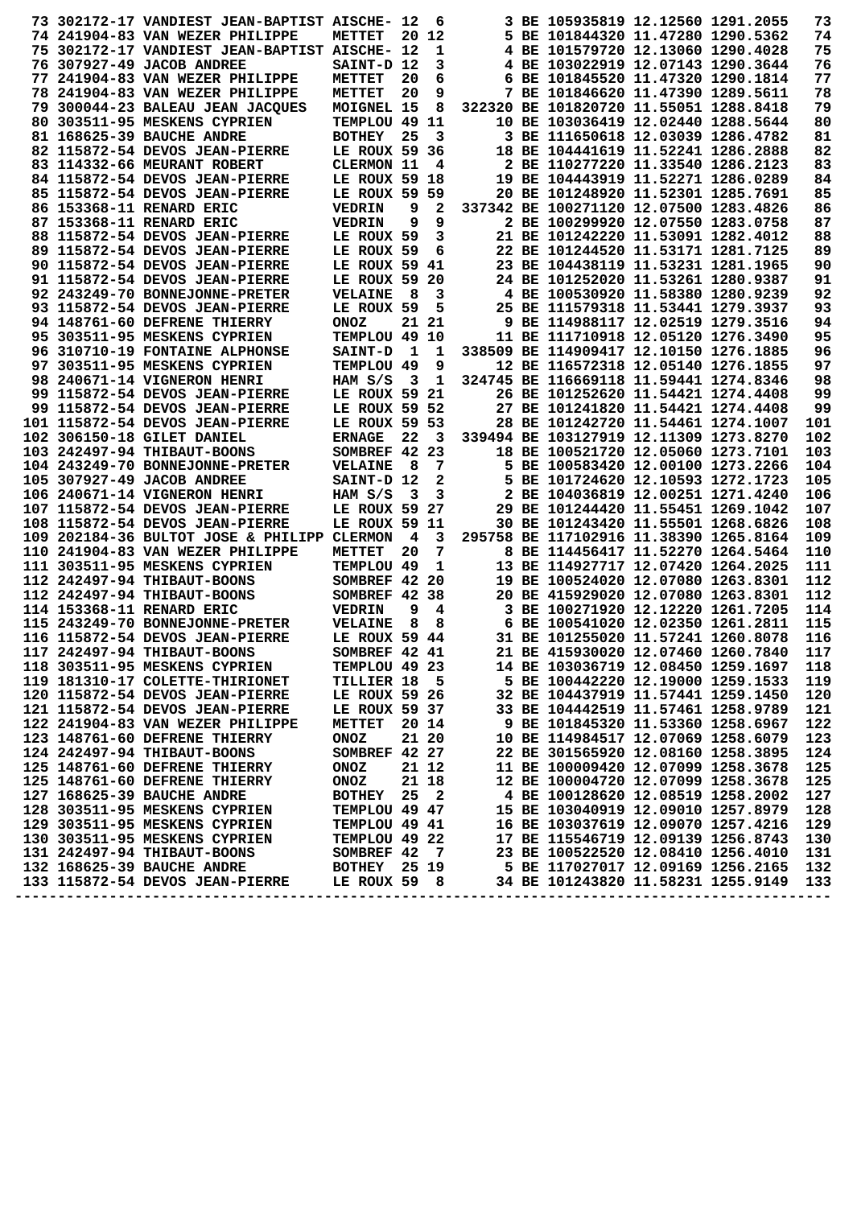| | | | | | | | | | | | |
|---|---|---|---|---|---|---|---|---|---|---|---|
| 73 | 302172-17 | VANDIEST JEAN-BAPTIST | AISCHE- | 12 | 6 | 3 | BE | 105935819 | 12.12560 | 1291.2055 | 73 |
| 74 | 241904-83 | VAN WEZER PHILIPPE | METTET | 20 | 12 | 5 | BE | 101844320 | 11.47280 | 1290.5362 | 74 |
| 75 | 302172-17 | VANDIEST JEAN-BAPTIST | AISCHE- | 12 | 1 | 4 | BE | 101579720 | 12.13060 | 1290.4028 | 75 |
| 76 | 307927-49 | JACOB ANDREE | SAINT-D | 12 | 3 | 4 | BE | 103022919 | 12.07143 | 1290.3644 | 76 |
| 77 | 241904-83 | VAN WEZER PHILIPPE | METTET | 20 | 6 | 6 | BE | 101845520 | 11.47320 | 1290.1814 | 77 |
| 78 | 241904-83 | VAN WEZER PHILIPPE | METTET | 20 | 9 | 7 | BE | 101846620 | 11.47390 | 1289.5611 | 78 |
| 79 | 300044-23 | BALEAU JEAN JACQUES | MOIGNEL | 15 | 8 | 322320 | BE | 101820720 | 11.55051 | 1288.8418 | 79 |
| 80 | 303511-95 | MESKENS CYPRIEN | TEMPLOU | 49 | 11 | 10 | BE | 103036419 | 12.02440 | 1288.5644 | 80 |
| 81 | 168625-39 | BAUCHE ANDRE | BOTHEY | 25 | 3 | 3 | BE | 111650618 | 12.03039 | 1286.4782 | 81 |
| 82 | 115872-54 | DEVOS JEAN-PIERRE | LE ROUX | 59 | 36 | 18 | BE | 104441619 | 11.52241 | 1286.2888 | 82 |
| 83 | 114332-66 | MEURANT ROBERT | CLERMON | 11 | 4 | 2 | BE | 110277220 | 11.33540 | 1286.2123 | 83 |
| 84 | 115872-54 | DEVOS JEAN-PIERRE | LE ROUX | 59 | 18 | 19 | BE | 104443919 | 11.52271 | 1286.0289 | 84 |
| 85 | 115872-54 | DEVOS JEAN-PIERRE | LE ROUX | 59 | 59 | 20 | BE | 101248920 | 11.52301 | 1285.7691 | 85 |
| 86 | 153368-11 | RENARD ERIC | VEDRIN | 9 | 2 | 337342 | BE | 100271120 | 12.07500 | 1283.4826 | 86 |
| 87 | 153368-11 | RENARD ERIC | VEDRIN | 9 | 9 | 2 | BE | 100299920 | 12.07550 | 1283.0758 | 87 |
| 88 | 115872-54 | DEVOS JEAN-PIERRE | LE ROUX | 59 | 3 | 21 | BE | 101242220 | 11.53091 | 1282.4012 | 88 |
| 89 | 115872-54 | DEVOS JEAN-PIERRE | LE ROUX | 59 | 6 | 22 | BE | 101244520 | 11.53171 | 1281.7125 | 89 |
| 90 | 115872-54 | DEVOS JEAN-PIERRE | LE ROUX | 59 | 41 | 23 | BE | 104438119 | 11.53231 | 1281.1965 | 90 |
| 91 | 115872-54 | DEVOS JEAN-PIERRE | LE ROUX | 59 | 20 | 24 | BE | 101252020 | 11.53261 | 1280.9387 | 91 |
| 92 | 243249-70 | BONNEJONNE-PRETER | VELAINE | 8 | 3 | 4 | BE | 100530920 | 11.58380 | 1280.9239 | 92 |
| 93 | 115872-54 | DEVOS JEAN-PIERRE | LE ROUX | 59 | 5 | 25 | BE | 111579318 | 11.53441 | 1279.3937 | 93 |
| 94 | 148761-60 | DEFRENE THIERRY | ONOZ | 21 | 21 | 9 | BE | 114988117 | 12.02519 | 1279.3516 | 94 |
| 95 | 303511-95 | MESKENS CYPRIEN | TEMPLOU | 49 | 10 | 11 | BE | 111710918 | 12.05120 | 1276.3490 | 95 |
| 96 | 310710-19 | FONTAINE ALPHONSE | SAINT-D | 1 | 1 | 338509 | BE | 114909417 | 12.10150 | 1276.1885 | 96 |
| 97 | 303511-95 | MESKENS CYPRIEN | TEMPLOU | 49 | 9 | 12 | BE | 116572318 | 12.05140 | 1276.1855 | 97 |
| 98 | 240671-14 | VIGNERON HENRI | HAM S/S | 3 | 1 | 324745 | BE | 116669118 | 11.59441 | 1274.8346 | 98 |
| 99 | 115872-54 | DEVOS JEAN-PIERRE | LE ROUX | 59 | 21 | 26 | BE | 101252620 | 11.54421 | 1274.4408 | 99 |
| 99 | 115872-54 | DEVOS JEAN-PIERRE | LE ROUX | 59 | 52 | 27 | BE | 101241820 | 11.54421 | 1274.4408 | 99 |
| 101 | 115872-54 | DEVOS JEAN-PIERRE | LE ROUX | 59 | 53 | 28 | BE | 101242720 | 11.54461 | 1274.1007 | 101 |
| 102 | 306150-18 | GILET DANIEL | ERNAGE | 22 | 3 | 339494 | BE | 103127919 | 12.11309 | 1273.8270 | 102 |
| 103 | 242497-94 | THIBAUT-BOONS | SOMBREF | 42 | 23 | 18 | BE | 100521720 | 12.05060 | 1273.7101 | 103 |
| 104 | 243249-70 | BONNEJONNE-PRETER | VELAINE | 8 | 7 | 5 | BE | 100583420 | 12.00100 | 1273.2266 | 104 |
| 105 | 307927-49 | JACOB ANDREE | SAINT-D | 12 | 2 | 5 | BE | 101724620 | 12.10593 | 1272.1723 | 105 |
| 106 | 240671-14 | VIGNERON HENRI | HAM S/S | 3 | 3 | 2 | BE | 104036819 | 12.00251 | 1271.4240 | 106 |
| 107 | 115872-54 | DEVOS JEAN-PIERRE | LE ROUX | 59 | 27 | 29 | BE | 101244420 | 11.55451 | 1269.1042 | 107 |
| 108 | 115872-54 | DEVOS JEAN-PIERRE | LE ROUX | 59 | 11 | 30 | BE | 101243420 | 11.55501 | 1268.6826 | 108 |
| 109 | 202184-36 | BULTOT JOSE & PHILIPP | CLERMON | 4 | 3 | 295758 | BE | 117102916 | 11.38390 | 1265.8164 | 109 |
| 110 | 241904-83 | VAN WEZER PHILIPPE | METTET | 20 | 7 | 8 | BE | 114456417 | 11.52270 | 1264.5464 | 110 |
| 111 | 303511-95 | MESKENS CYPRIEN | TEMPLOU | 49 | 1 | 13 | BE | 114927717 | 12.07420 | 1264.2025 | 111 |
| 112 | 242497-94 | THIBAUT-BOONS | SOMBREF | 42 | 20 | 19 | BE | 100524020 | 12.07080 | 1263.8301 | 112 |
| 112 | 242497-94 | THIBAUT-BOONS | SOMBREF | 42 | 38 | 20 | BE | 415929020 | 12.07080 | 1263.8301 | 112 |
| 114 | 153368-11 | RENARD ERIC | VEDRIN | 9 | 4 | 3 | BE | 100271920 | 12.12220 | 1261.7205 | 114 |
| 115 | 243249-70 | BONNEJONNE-PRETER | VELAINE | 8 | 8 | 6 | BE | 100541020 | 12.02350 | 1261.2811 | 115 |
| 116 | 115872-54 | DEVOS JEAN-PIERRE | LE ROUX | 59 | 44 | 31 | BE | 101255020 | 11.57241 | 1260.8078 | 116 |
| 117 | 242497-94 | THIBAUT-BOONS | SOMBREF | 42 | 41 | 21 | BE | 415930020 | 12.07460 | 1260.7840 | 117 |
| 118 | 303511-95 | MESKENS CYPRIEN | TEMPLOU | 49 | 23 | 14 | BE | 103036719 | 12.08450 | 1259.1697 | 118 |
| 119 | 181310-17 | COLETTE-THIRIONET | TILLIER | 18 | 5 | 5 | BE | 100442220 | 12.19000 | 1259.1533 | 119 |
| 120 | 115872-54 | DEVOS JEAN-PIERRE | LE ROUX | 59 | 26 | 32 | BE | 104437919 | 11.57441 | 1259.1450 | 120 |
| 121 | 115872-54 | DEVOS JEAN-PIERRE | LE ROUX | 59 | 37 | 33 | BE | 104442519 | 11.57461 | 1258.9789 | 121 |
| 122 | 241904-83 | VAN WEZER PHILIPPE | METTET | 20 | 14 | 9 | BE | 101845320 | 11.53360 | 1258.6967 | 122 |
| 123 | 148761-60 | DEFRENE THIERRY | ONOZ | 21 | 20 | 10 | BE | 114984517 | 12.07069 | 1258.6079 | 123 |
| 124 | 242497-94 | THIBAUT-BOONS | SOMBREF | 42 | 27 | 22 | BE | 301565920 | 12.08160 | 1258.3895 | 124 |
| 125 | 148761-60 | DEFRENE THIERRY | ONOZ | 21 | 12 | 11 | BE | 100009420 | 12.07099 | 1258.3678 | 125 |
| 125 | 148761-60 | DEFRENE THIERRY | ONOZ | 21 | 18 | 12 | BE | 100004720 | 12.07099 | 1258.3678 | 125 |
| 127 | 168625-39 | BAUCHE ANDRE | BOTHEY | 25 | 2 | 4 | BE | 100128620 | 12.08519 | 1258.2002 | 127 |
| 128 | 303511-95 | MESKENS CYPRIEN | TEMPLOU | 49 | 47 | 15 | BE | 103040919 | 12.09010 | 1257.8979 | 128 |
| 129 | 303511-95 | MESKENS CYPRIEN | TEMPLOU | 49 | 41 | 16 | BE | 103037619 | 12.09070 | 1257.4216 | 129 |
| 130 | 303511-95 | MESKENS CYPRIEN | TEMPLOU | 49 | 22 | 17 | BE | 115546719 | 12.09139 | 1256.8743 | 130 |
| 131 | 242497-94 | THIBAUT-BOONS | SOMBREF | 42 | 7 | 23 | BE | 100522520 | 12.08410 | 1256.4010 | 131 |
| 132 | 168625-39 | BAUCHE ANDRE | BOTHEY | 25 | 19 | 5 | BE | 117027017 | 12.09169 | 1256.2165 | 132 |
| 133 | 115872-54 | DEVOS JEAN-PIERRE | LE ROUX | 59 | 8 | 34 | BE | 101243820 | 11.58231 | 1255.9149 | 133 |